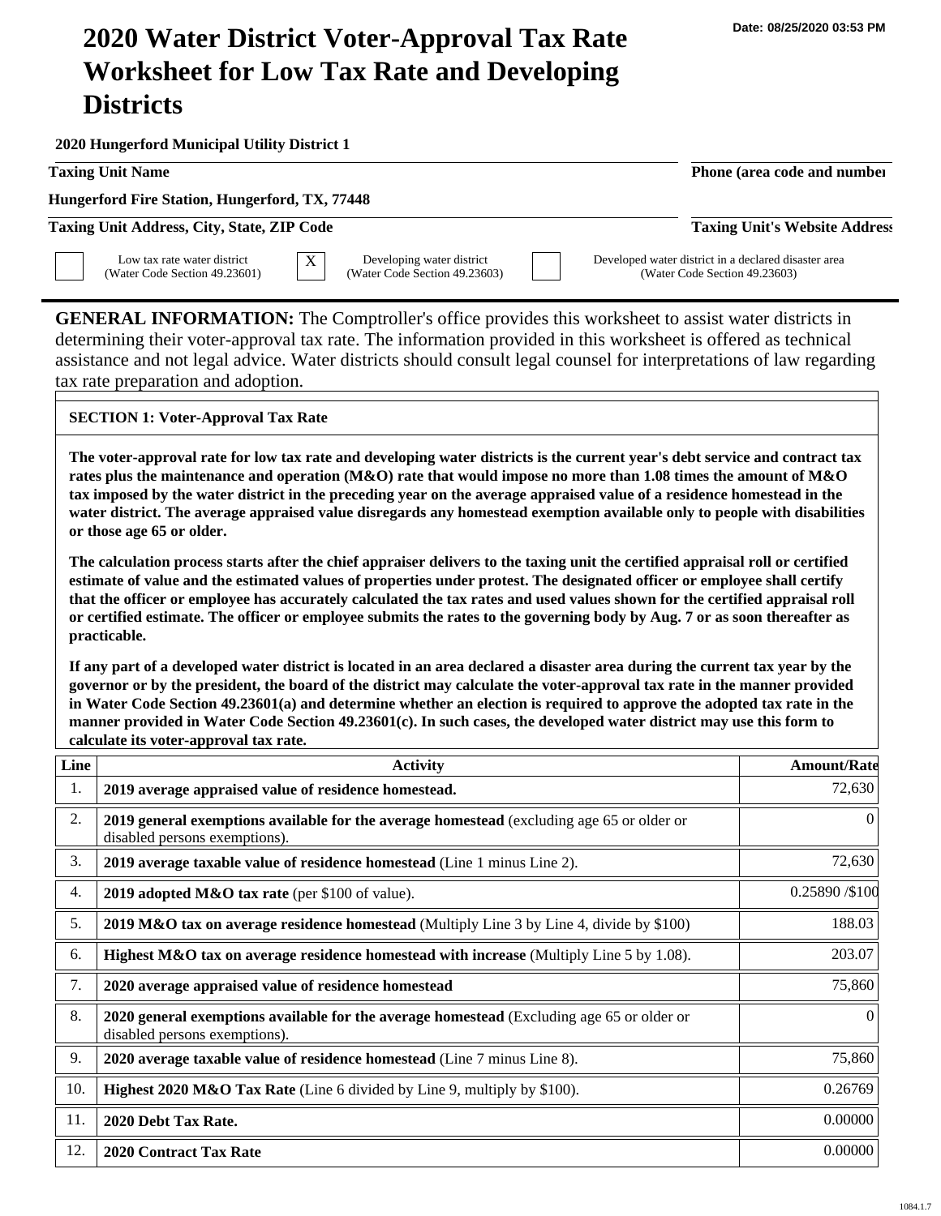Date: 08/25/2020 03:53 PM

# 2020 Water District Voter-Approval Tax Rate Worksheet for Low Tax Rate and Developing Districts

**2020 Hungerford Municipal Utility District 1**

**Taxing Unit Name** | **Phone (area code and number)**

**Hungerford Fire Station, Hungerford, TX, 77448**

**Taxing Unit Address, City, State, ZIP Code** | **Taxing Unit's Website Address**

[ ] Low tax rate water district (Water Code Section 49.23601)
[X] Developing water district (Water Code Section 49.23603)
[ ] Developed water district in a declared disaster area (Water Code Section 49.23603)

**GENERAL INFORMATION:** The Comptroller's office provides this worksheet to assist water districts in determining their voter-approval tax rate. The information provided in this worksheet is offered as technical assistance and not legal advice. Water districts should consult legal counsel for interpretations of law regarding tax rate preparation and adoption.

## SECTION 1: Voter-Approval Tax Rate

**The voter-approval rate for low tax rate and developing water districts is the current year's debt service and contract tax rates plus the maintenance and operation (M&O) rate that would impose no more than 1.08 times the amount of M&O tax imposed by the water district in the preceding year on the average appraised value of a residence homestead in the water district. The average appraised value disregards any homestead exemption available only to people with disabilities or those age 65 or older.**

**The calculation process starts after the chief appraiser delivers to the taxing unit the certified appraisal roll or certified estimate of value and the estimated values of properties under protest. The designated officer or employee shall certify that the officer or employee has accurately calculated the tax rates and used values shown for the certified appraisal roll or certified estimate. The officer or employee submits the rates to the governing body by Aug. 7 or as soon thereafter as practicable.**

**If any part of a developed water district is located in an area declared a disaster area during the current tax year by the governor or by the president, the board of the district may calculate the voter-approval tax rate in the manner provided in Water Code Section 49.23601(a) and determine whether an election is required to approve the adopted tax rate in the manner provided in Water Code Section 49.23601(c). In such cases, the developed water district may use this form to calculate its voter-approval tax rate.**

| Line | Activity | Amount/Rate |
|---|---|---|
| 1. | **2019 average appraised value of residence homestead.** | 72,630 |
| 2. | **2019 general exemptions available for the average homestead** (excluding age 65 or older or disabled persons exemptions). | 0 |
| 3. | **2019 average taxable value of residence homestead** (Line 1 minus Line 2). | 72,630 |
| 4. | **2019 adopted M&O tax rate** (per $100 of value). | 0.25890 /$100 |
| 5. | **2019 M&O tax on average residence homestead** (Multiply Line 3 by Line 4, divide by $100) | 188.03 |
| 6. | **Highest M&O tax on average residence homestead with increase** (Multiply Line 5 by 1.08). | 203.07 |
| 7. | **2020 average appraised value of residence homestead** | 75,860 |
| 8. | **2020 general exemptions available for the average homestead** (Excluding age 65 or older or disabled persons exemptions). | 0 |
| 9. | **2020 average taxable value of residence homestead** (Line 7 minus Line 8). | 75,860 |
| 10. | **Highest 2020 M&O Tax Rate** (Line 6 divided by Line 9, multiply by $100). | 0.26769 |
| 11. | **2020 Debt Tax Rate.** | 0.00000 |
| 12. | **2020 Contract Tax Rate** | 0.00000 |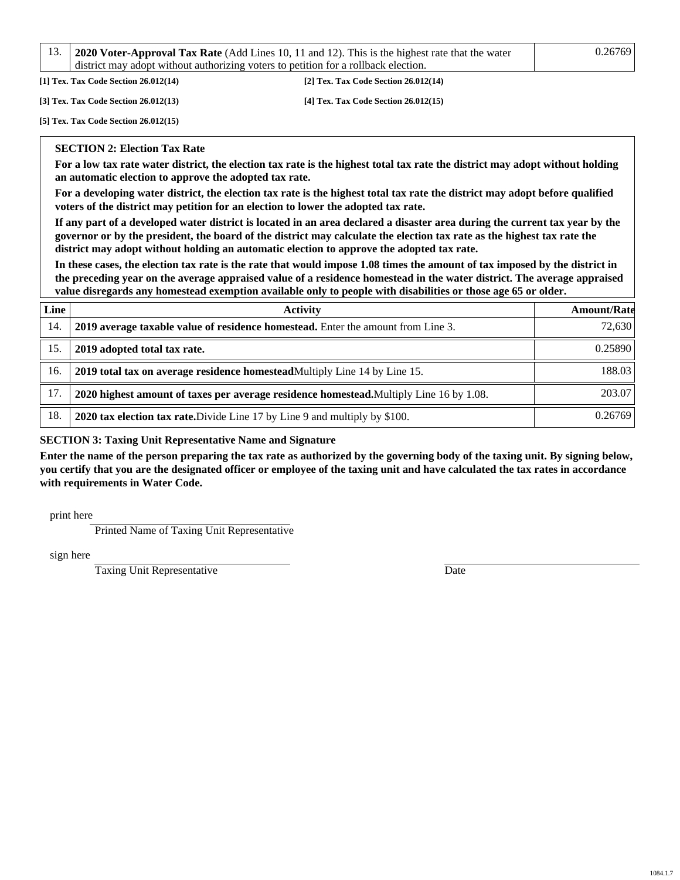| | | |
|---|---|---|
| 13. | **2020 Voter-Approval Tax Rate** (Add Lines 10, 11 and 12). This is the highest rate that the water district may adopt without authorizing voters to petition for a rollback election. | 0.26769 |

**[1] Tex. Tax Code Section 26.012(14)**

**[2] Tex. Tax Code Section 26.012(14)**

**[3] Tex. Tax Code Section 26.012(13)**

**[4] Tex. Tax Code Section 26.012(15)**

**[5] Tex. Tax Code Section 26.012(15)**

**SECTION 2: Election Tax Rate**

**For a low tax rate water district, the election tax rate is the highest total tax rate the district may adopt without holding an automatic election to approve the adopted tax rate.**

**For a developing water district, the election tax rate is the highest total tax rate the district may adopt before qualified voters of the district may petition for an election to lower the adopted tax rate.**

**If any part of a developed water district is located in an area declared a disaster area during the current tax year by the governor or by the president, the board of the district may calculate the election tax rate as the highest tax rate the district may adopt without holding an automatic election to approve the adopted tax rate.**

**In these cases, the election tax rate is the rate that would impose 1.08 times the amount of tax imposed by the district in the preceding year on the average appraised value of a residence homestead in the water district. The average appraised value disregards any homestead exemption available only to people with disabilities or those age 65 or older.**

| Line | Activity | Amount/Rate |
|---|---|---|
| 14. | **2019 average taxable value of residence homestead.** Enter the amount from Line 3. | 72,630 |
| 15. | **2019 adopted total tax rate.** | 0.25890 |
| 16. | **2019 total tax on average residence homestead**Multiply Line 14 by Line 15. | 188.03 |
| 17. | **2020 highest amount of taxes per average residence homestead.**Multiply Line 16 by 1.08. | 203.07 |
| 18. | **2020 tax election tax rate.**Divide Line 17 by Line 9 and multiply by $100. | 0.26769 |

**SECTION 3: Taxing Unit Representative Name and Signature**

**Enter the name of the person preparing the tax rate as authorized by the governing body of the taxing unit. By signing below, you certify that you are the designated officer or employee of the taxing unit and have calculated the tax rates in accordance with requirements in Water Code.**

print here ______________________________
Printed Name of Taxing Unit Representative

sign here ______________________________
Taxing Unit Representative

______________________________
Date

1084.1.7